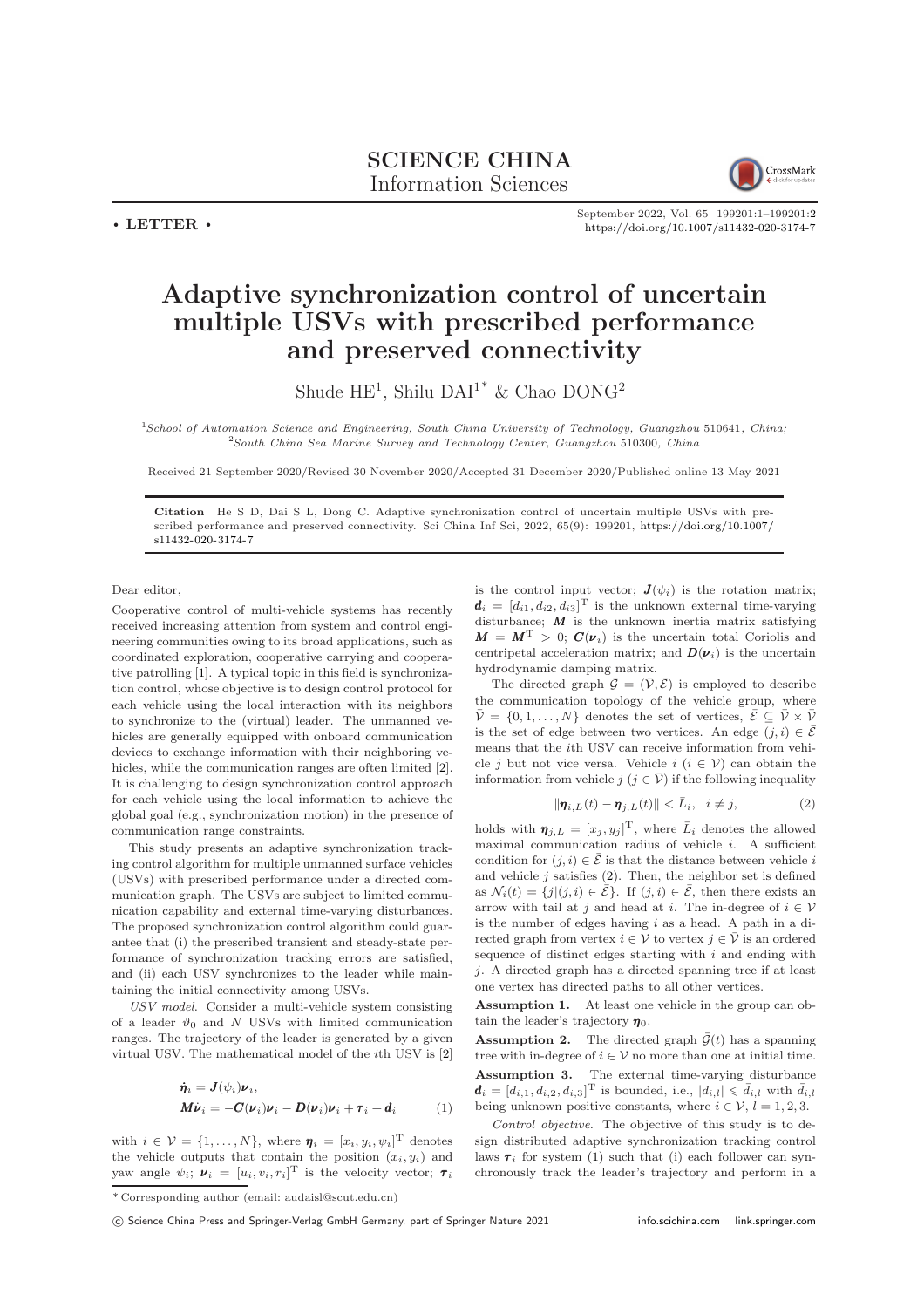SCIENCE CHINA
Information Sciences

• LETTER •

# Adaptive synchronization control of uncertain multiple USVs with prescribed performance and preserved connectivity

Shude HE[1], Shilu DAI[1*] & Chao DONG[2]

[1]*School of Automation Science and Engineering, South China University of Technology, Guangzhou* 510641*, China;*
[2]*South China Sea Marine Survey and Technology Center, Guangzhou* 510300*, China*

Received 21 September 2020/Revised 30 November 2020/Accepted 31 December 2020/Published online 13 May 2021

**Citation** He S D, Dai S L, Dong C. Adaptive synchronization control of uncertain multiple USVs with prescribed performance and preserved connectivity. Sci China Inf Sci, 2022, 65(9): 199201, https://doi.org/10.1007/s11432-020-3174-7

Dear editor,

Cooperative control of multi-vehicle systems has recently received increasing attention from system and control engineering communities owing to its broad applications, such as coordinated exploration, cooperative carrying and cooperative patrolling [1]. A typical topic in this field is synchronization control, whose objective is to design control protocol for each vehicle using the local interaction with its neighbors to synchronize to the (virtual) leader. The unmanned vehicles are generally equipped with onboard communication devices to exchange information with their neighboring vehicles, while the communication ranges are often limited [2]. It is challenging to design synchronization control approach for each vehicle using the local information to achieve the global goal (e.g., synchronization motion) in the presence of communication range constraints.

This study presents an adaptive synchronization tracking control algorithm for multiple unmanned surface vehicles (USVs) with prescribed performance under a directed communication graph. The USVs are subject to limited communication capability and external time-varying disturbances. The proposed synchronization control algorithm could guarantee that (i) the prescribed transient and steady-state performance of synchronization tracking errors are satisfied, and (ii) each USV synchronizes to the leader while maintaining the initial connectivity among USVs.

*USV model*. Consider a multi-vehicle system consisting of a leader $\vartheta_0$ and $N$ USVs with limited communication ranges. The trajectory of the leader is generated by a given virtual USV. The mathematical model of the $i$th USV is [2]

$$
\begin{aligned}
\dot{\boldsymbol{\eta}}_i &= \boldsymbol{J}(\psi_i)\boldsymbol{\nu}_i,\\
\boldsymbol{M}\dot{\boldsymbol{\nu}}_i &= -\boldsymbol{C}(\boldsymbol{\nu}_i)\boldsymbol{\nu}_i - \boldsymbol{D}(\boldsymbol{\nu}_i)\boldsymbol{\nu}_i + \boldsymbol{\tau}_i + \boldsymbol{d}_i
\end{aligned}
\qquad (1)
$$

with $i \in \mathcal{V} = \{1,\ldots,N\}$, where $\boldsymbol{\eta}_i = [x_i, y_i, \psi_i]^{\rm T}$ denotes the vehicle outputs that contain the position $(x_i, y_i)$ and yaw angle $\psi_i$; $\boldsymbol{\nu}_i = [u_i, v_i, r_i]^{\rm T}$ is the velocity vector; $\boldsymbol{\tau}_i$ is the control input vector; $\boldsymbol{J}(\psi_i)$ is the rotation matrix; $\boldsymbol{d}_i = [d_{i1}, d_{i2}, d_{i3}]^{\rm T}$ is the unknown external time-varying disturbance; $\boldsymbol{M}$ is the unknown inertia matrix satisfying $\boldsymbol{M} = \boldsymbol{M}^{\rm T} > 0$; $\boldsymbol{C}(\boldsymbol{\nu}_i)$ is the uncertain total Coriolis and centripetal acceleration matrix; and $\boldsymbol{D}(\boldsymbol{\nu}_i)$ is the uncertain hydrodynamic damping matrix.

The directed graph $\bar{\mathcal{G}} = (\bar{\mathcal{V}}, \bar{\mathcal{E}})$ is employed to describe the communication topology of the vehicle group, where $\bar{\mathcal{V}} = \{0, 1, \ldots, N\}$ denotes the set of vertices, $\bar{\mathcal{E}} \subseteq \bar{\mathcal{V}} \times \bar{\mathcal{V}}$ is the set of edge between two vertices. An edge $(j, i) \in \bar{\mathcal{E}}$ means that the $i$th USV can receive information from vehicle $j$ but not vice versa. Vehicle $i$ ($i \in \mathcal{V}$) can obtain the information from vehicle $j$ ($j \in \bar{\mathcal{V}}$) if the following inequality

$$
\|\boldsymbol{\eta}_{i,L}(t) - \boldsymbol{\eta}_{j,L}(t)\| < \bar{L}_i, \quad i \neq j, \qquad (2)
$$

holds with $\boldsymbol{\eta}_{j,L} = [x_j, y_j]^{\rm T}$, where $\bar{L}_i$ denotes the allowed maximal communication radius of vehicle $i$. A sufficient condition for $(j, i) \in \bar{\mathcal{E}}$ is that the distance between vehicle $i$ and vehicle $j$ satisfies (2). Then, the neighbor set is defined as $\mathcal{N}_i(t) = \{j | (j, i) \in \bar{\mathcal{E}}\}$. If $(j, i) \in \bar{\mathcal{E}}$, then there exists an arrow with tail at $j$ and head at $i$. The in-degree of $i \in \mathcal{V}$ is the number of edges having $i$ as a head. A path in a directed graph from vertex $i \in \mathcal{V}$ to vertex $j \in \bar{\mathcal{V}}$ is an ordered sequence of distinct edges starting with $i$ and ending with $j$. A directed graph has a directed spanning tree if at least one vertex has directed paths to all other vertices.

**Assumption 1.** At least one vehicle in the group can obtain the leader's trajectory $\boldsymbol{\eta}_0$.

**Assumption 2.** The directed graph $\bar{\mathcal{G}}(t)$ has a spanning tree with in-degree of $i \in \mathcal{V}$ no more than one at initial time.

**Assumption 3.** The external time-varying disturbance $\boldsymbol{d}_i = [d_{i,1}, d_{i,2}, d_{i,3}]^{\rm T}$ is bounded, i.e., $|d_{i,l}| \leqslant \bar{d}_{i,l}$ with $\bar{d}_{i,l}$ being unknown positive constants, where $i \in \mathcal{V}$, $l = 1, 2, 3$.

*Control objective*. The objective of this study is to design distributed adaptive synchronization tracking control laws $\boldsymbol{\tau}_i$ for system (1) such that (i) each follower can synchronously track the leader's trajectory and perform in a

*Corresponding author (email: audaisl@scut.edu.cn)

© Science China Press and Springer-Verlag GmbH Germany, part of Springer Nature 2021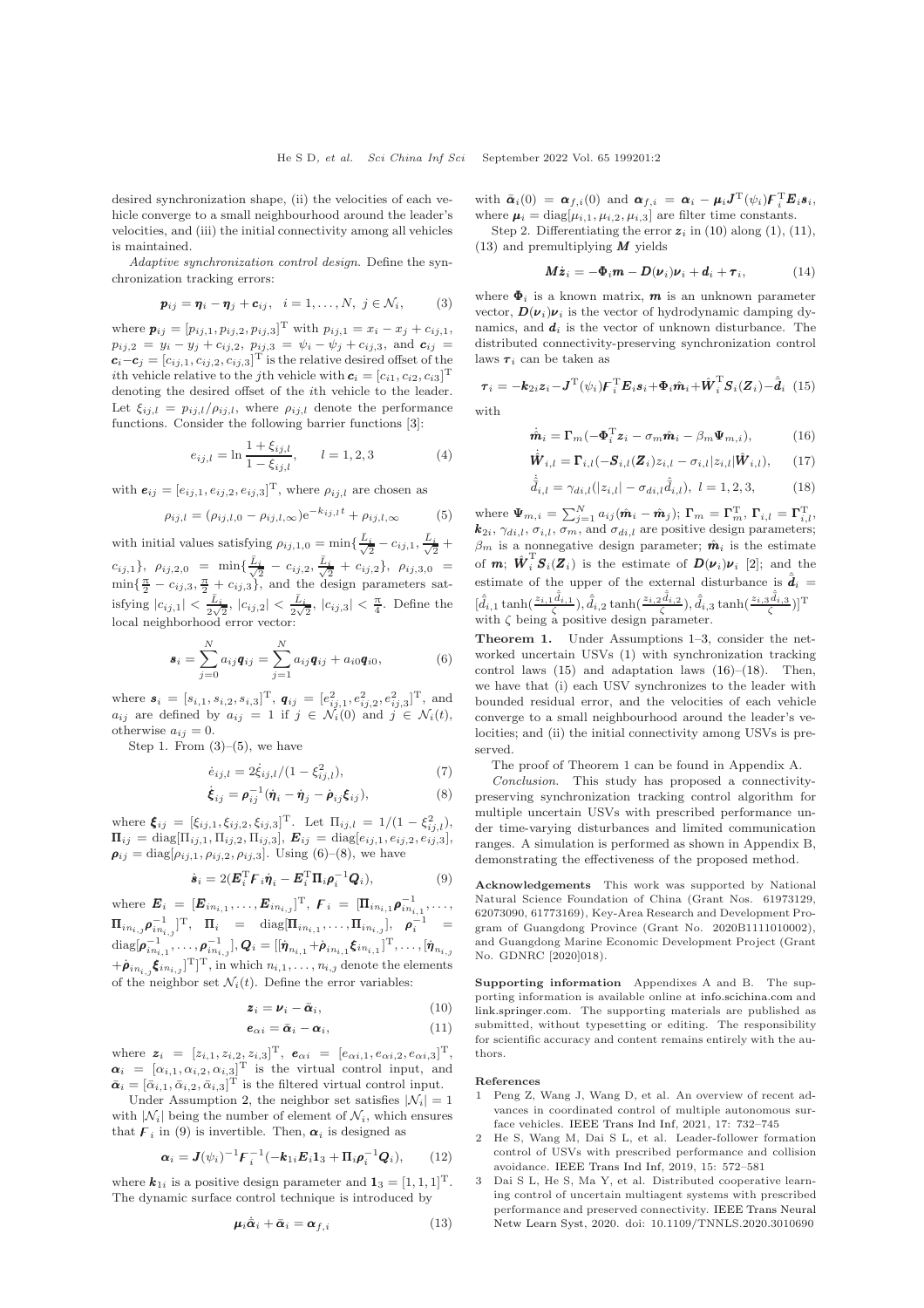desired synchronization shape, (ii) the velocities of each vehicle converge to a small neighbourhood around the leader's velocities, and (iii) the initial connectivity among all vehicles is maintained.

*Adaptive synchronization control design.* Define the synchronization tracking errors:

$$\boldsymbol{p}_{ij} = \boldsymbol{\eta}_i - \boldsymbol{\eta}_j + \boldsymbol{c}_{ij}, \quad i = 1, \dots, N, \; j \in \mathcal{N}_i, \tag{3}$$

where $\boldsymbol{p}_{ij} = [p_{ij,1}, p_{ij,2}, p_{ij,3}]^{\mathrm{T}}$ with $p_{ij,1} = x_i - x_j + c_{ij,1}$, $p_{ij,2} = y_i - y_j + c_{ij,2}$, $p_{ij,3} = \psi_i - \psi_j + c_{ij,3}$, and $\boldsymbol{c}_{ij} = \boldsymbol{c}_i - \boldsymbol{c}_j = [c_{ij,1}, c_{ij,2}, c_{ij,3}]^{\mathrm{T}}$ is the relative desired offset of the $i$th vehicle relative to the $j$th vehicle with $\boldsymbol{c}_i = [c_{i1}, c_{i2}, c_{i3}]^{\mathrm{T}}$ denoting the desired offset of the $i$th vehicle to the leader. Let $\xi_{ij,l} = p_{ij,l}/\rho_{ij,l}$, where $\rho_{ij,l}$ denote the performance functions. Consider the following barrier functions [3]:

$$e_{ij,l} = \ln \frac{1 + \xi_{ij,l}}{1 - \xi_{ij,l}}, \qquad l = 1, 2, 3 \tag{4}$$

with $\boldsymbol{e}_{ij} = [e_{ij,1}, e_{ij,2}, e_{ij,3}]^{\mathrm{T}}$, where $\rho_{ij,l}$ are chosen as

$$\rho_{ij,l} = (\rho_{ij,l,0} - \rho_{ij,l,\infty})\mathrm{e}^{-k_{ij,l}t} + \rho_{ij,l,\infty} \tag{5}$$

with initial values satisfying $\rho_{ij,1,0} = \min\{\frac{\bar{L}_i}{\sqrt{2}} - c_{ij,1}, \frac{\bar{L}_i}{\sqrt{2}} + c_{ij,1}\}$, $\rho_{ij,2,0} = \min\{\frac{\bar{L}_i}{\sqrt{2}} - c_{ij,2}, \frac{\bar{L}_i}{\sqrt{2}} + c_{ij,2}\}$, $\rho_{ij,3,0} = \min\{\frac{\pi}{2} - c_{ij,3}, \frac{\pi}{2} + c_{ij,3}\}$, and the design parameters satisfying $|c_{ij,1}| < \frac{\bar{L}_i}{2\sqrt{2}}$, $|c_{ij,2}| < \frac{\bar{L}_i}{2\sqrt{2}}$, $|c_{ij,3}| < \frac{\pi}{4}$. Define the local neighborhood error vector:

$$\boldsymbol{s}_i = \sum_{j=0}^{N} a_{ij}\boldsymbol{q}_{ij} = \sum_{j=1}^{N} a_{ij}\boldsymbol{q}_{ij} + a_{i0}\boldsymbol{q}_{i0}, \tag{6}$$

where $\boldsymbol{s}_i = [s_{i,1}, s_{i,2}, s_{i,3}]^{\mathrm{T}}$, $\boldsymbol{q}_{ij} = [e_{ij,1}^2, e_{ij,2}^2, e_{ij,3}^2]^{\mathrm{T}}$, and $a_{ij}$ are defined by $a_{ij} = 1$ if $j \in \mathcal{N}_i(0)$ and $j \in \mathcal{N}_i(t)$, otherwise $a_{ij} = 0$.

Step 1. From (3)–(5), we have

$$\dot{e}_{ij,l} = 2\dot{\xi}_{ij,l}/(1 - \xi_{ij,l}^2), \tag{7}$$

$$\dot{\boldsymbol{\xi}}_{ij} = \boldsymbol{\rho}_{ij}^{-1}(\dot{\boldsymbol{\eta}}_i - \dot{\boldsymbol{\eta}}_j - \dot{\boldsymbol{\rho}}_{ij}\boldsymbol{\xi}_{ij}), \tag{8}$$

where $\boldsymbol{\xi}_{ij} = [\xi_{ij,1}, \xi_{ij,2}, \xi_{ij,3}]^{\mathrm{T}}$. Let $\Pi_{ij,l} = 1/(1 - \xi_{ij,l}^2)$, $\boldsymbol{\Pi}_{ij} = \mathrm{diag}[\Pi_{ij,1}, \Pi_{ij,2}, \Pi_{ij,3}]$, $\boldsymbol{E}_{ij} = \mathrm{diag}[e_{ij,1}, e_{ij,2}, e_{ij,3}]$, $\boldsymbol{\rho}_{ij} = \mathrm{diag}[\rho_{ij,1}, \rho_{ij,2}, \rho_{ij,3}]$. Using (6)–(8), we have

$$\dot{\boldsymbol{s}}_i = 2(\boldsymbol{E}_i^{\mathrm{T}}\boldsymbol{F}_i\dot{\boldsymbol{\eta}}_i - \boldsymbol{E}_i^{\mathrm{T}}\boldsymbol{\Pi}_i\boldsymbol{\rho}_i^{-1}\boldsymbol{Q}_i), \tag{9}$$

where $\boldsymbol{E}_i = [\boldsymbol{E}_{in_{i,1}}, \dots, \boldsymbol{E}_{in_{i,j}}]^{\mathrm{T}}$, $\boldsymbol{F}_i = [\boldsymbol{\Pi}_{in_{i,1}}\boldsymbol{\rho}_{in_{i,1}}^{-1}, \dots, \boldsymbol{\Pi}_{in_{i,j}}\boldsymbol{\rho}_{in_{i,j}}^{-1}]^{\mathrm{T}}$, $\boldsymbol{\Pi}_i = \mathrm{diag}[\boldsymbol{\Pi}_{in_{i,1}}, \dots, \boldsymbol{\Pi}_{in_{i,j}}]$, $\boldsymbol{\rho}_i^{-1} = \mathrm{diag}[\boldsymbol{\rho}_{in_{i,1}}^{-1}, \dots, \boldsymbol{\rho}_{in_{i,j}}^{-1}]$, $\boldsymbol{Q}_i = [[\dot{\boldsymbol{\eta}}_{n_{i,1}} + \dot{\boldsymbol{\rho}}_{in_{i,1}}\boldsymbol{\xi}_{in_{i,1}}]^{\mathrm{T}}, \dots, [\dot{\boldsymbol{\eta}}_{n_{i,j}} + \dot{\boldsymbol{\rho}}_{in_{i,j}}\boldsymbol{\xi}_{in_{i,j}}]^{\mathrm{T}}]^{\mathrm{T}}$, in which $n_{i,1}, \dots, n_{i,j}$ denote the elements of the neighbor set $\mathcal{N}_i(t)$. Define the error variables:

$$\boldsymbol{z}_i = \boldsymbol{\nu}_i - \bar{\boldsymbol{\alpha}}_i, \tag{10}$$

$$\boldsymbol{e}_{\alpha i} = \bar{\boldsymbol{\alpha}}_i - \boldsymbol{\alpha}_i, \tag{11}$$

where $\boldsymbol{z}_i = [z_{i,1}, z_{i,2}, z_{i,3}]^{\mathrm{T}}$, $\boldsymbol{e}_{\alpha i} = [e_{\alpha i,1}, e_{\alpha i,2}, e_{\alpha i,3}]^{\mathrm{T}}$, $\boldsymbol{\alpha}_i = [\alpha_{i,1}, \alpha_{i,2}, \alpha_{i,3}]^{\mathrm{T}}$ is the virtual control input, and $\bar{\boldsymbol{\alpha}}_i = [\bar{\alpha}_{i,1}, \bar{\alpha}_{i,2}, \bar{\alpha}_{i,3}]^{\mathrm{T}}$ is the filtered virtual control input.

Under Assumption 2, the neighbor set satisfies $|\mathcal{N}_i| = 1$ with $|\mathcal{N}_i|$ being the number of element of $\mathcal{N}_i$, which ensures that $\boldsymbol{F}_i$ in (9) is invertible. Then, $\boldsymbol{\alpha}_i$ is designed as

$$\boldsymbol{\alpha}_i = \boldsymbol{J}(\psi_i)^{-1}\boldsymbol{F}_i^{-1}(-\boldsymbol{k}_{1i}\boldsymbol{E}_i\boldsymbol{1}_3 + \boldsymbol{\Pi}_i\boldsymbol{\rho}_i^{-1}\boldsymbol{Q}_i), \tag{12}$$

where $\boldsymbol{k}_{1i}$ is a positive design parameter and $\boldsymbol{1}_3 = [1, 1, 1]^{\mathrm{T}}$. The dynamic surface control technique is introduced by

$$\boldsymbol{\mu}_i\dot{\bar{\boldsymbol{\alpha}}}_i + \bar{\boldsymbol{\alpha}}_i = \boldsymbol{\alpha}_{f,i} \tag{13}$$

with $\bar{\boldsymbol{\alpha}}_i(0) = \boldsymbol{\alpha}_{f,i}(0)$ and $\boldsymbol{\alpha}_{f,i} = \boldsymbol{\alpha}_i - \boldsymbol{\mu}_i\boldsymbol{J}^{\mathrm{T}}(\psi_i)\boldsymbol{F}_i^{\mathrm{T}}\boldsymbol{E}_i\boldsymbol{s}_i$, where $\boldsymbol{\mu}_i = \mathrm{diag}[\mu_{i,1}, \mu_{i,2}, \mu_{i,3}]$ are filter time constants.

Step 2. Differentiating the error $\boldsymbol{z}_i$ in (10) along (1), (11), (13) and premultiplying $\boldsymbol{M}$ yields

$$\boldsymbol{M}\dot{\boldsymbol{z}}_i = -\boldsymbol{\Phi}_i\boldsymbol{m} - \boldsymbol{D}(\boldsymbol{\nu}_i)\boldsymbol{\nu}_i + \boldsymbol{d}_i + \boldsymbol{\tau}_i, \tag{14}$$

where $\boldsymbol{\Phi}_i$ is a known matrix, $\boldsymbol{m}$ is an unknown parameter vector, $\boldsymbol{D}(\boldsymbol{\nu}_i)\boldsymbol{\nu}_i$ is the vector of hydrodynamic damping dynamics, and $\boldsymbol{d}_i$ is the vector of unknown disturbance. The distributed connectivity-preserving synchronization control laws $\boldsymbol{\tau}_i$ can be taken as

$$\boldsymbol{\tau}_i = -\boldsymbol{k}_{2i}\boldsymbol{z}_i - \boldsymbol{J}^{\mathrm{T}}(\psi_i)\boldsymbol{F}_i^{\mathrm{T}}\boldsymbol{E}_i\boldsymbol{s}_i + \boldsymbol{\Phi}_i\hat{\boldsymbol{m}}_i + \hat{\boldsymbol{W}}_i^{\mathrm{T}}\boldsymbol{S}_i(\boldsymbol{Z}_i) - \hat{\bar{\boldsymbol{d}}}_i \tag{15}$$

with

$$\dot{\hat{\boldsymbol{m}}}_i = \boldsymbol{\Gamma}_m(-\boldsymbol{\Phi}_i^{\mathrm{T}}\boldsymbol{z}_i - \sigma_m\hat{\boldsymbol{m}}_i - \beta_m\boldsymbol{\Psi}_{m,i}), \tag{16}$$

$$\dot{\hat{\boldsymbol{W}}}_{i,l} = \boldsymbol{\Gamma}_{i,l}(-\boldsymbol{S}_{i,l}(\boldsymbol{Z}_i)z_{i,l} - \sigma_{i,l}|z_{i,l}|\hat{\boldsymbol{W}}_{i,l}), \tag{17}$$

$$\dot{\hat{\bar{d}}}_{i,l} = \gamma_{di,l}(|z_{i,l}| - \sigma_{di,l}\hat{\bar{d}}_{i,l}), \; l = 1, 2, 3, \tag{18}$$

where $\boldsymbol{\Psi}_{m,i} = \sum_{j=1}^{N} a_{ij}(\hat{\boldsymbol{m}}_i - \hat{\boldsymbol{m}}_j)$; $\boldsymbol{\Gamma}_m = \boldsymbol{\Gamma}_m^{\mathrm{T}}$, $\boldsymbol{\Gamma}_{i,l} = \boldsymbol{\Gamma}_{i,l}^{\mathrm{T}}$, $\boldsymbol{k}_{2i}$, $\gamma_{di,l}$, $\sigma_{i,l}$, $\sigma_m$, and $\sigma_{di,l}$ are positive design parameters; $\beta_m$ is a nonnegative design parameter; $\hat{\boldsymbol{m}}_i$ is the estimate of $\boldsymbol{m}$; $\hat{\boldsymbol{W}}_i^{\mathrm{T}}\boldsymbol{S}_i(\boldsymbol{Z}_i)$ is the estimate of $\boldsymbol{D}(\boldsymbol{\nu}_i)\boldsymbol{\nu}_i$ [2]; and the estimate of the upper of the external disturbance is $\hat{\bar{\boldsymbol{d}}}_i = [\hat{\bar{d}}_{i,1}\tanh(\frac{z_{i,1}\hat{\bar{d}}_{i,1}}{\zeta}), \hat{\bar{d}}_{i,2}\tanh(\frac{z_{i,2}\hat{\bar{d}}_{i,2}}{\zeta}), \hat{\bar{d}}_{i,3}\tanh(\frac{z_{i,3}\hat{\bar{d}}_{i,3}}{\zeta})]^{\mathrm{T}}$ with $\zeta$ being a positive design parameter.

**Theorem 1.** Under Assumptions 1–3, consider the networked uncertain USVs (1) with synchronization tracking control laws (15) and adaptation laws (16)–(18). Then, we have that (i) each USV synchronizes to the leader with bounded residual error, and the velocities of each vehicle converge to a small neighbourhood around the leader's velocities; and (ii) the initial connectivity among USVs is preserved.

The proof of Theorem 1 can be found in Appendix A.

*Conclusion.* This study has proposed a connectivity-preserving synchronization tracking control algorithm for multiple uncertain USVs with prescribed performance under time-varying disturbances and limited communication ranges. A simulation is performed as shown in Appendix B, demonstrating the effectiveness of the proposed method.

**Acknowledgements** This work was supported by National Natural Science Foundation of China (Grant Nos. 61973129, 62073090, 61773169), Key-Area Research and Development Program of Guangdong Province (Grant No. 2020B1111010002), and Guangdong Marine Economic Development Project (Grant No. GDNRC [2020]018).

**Supporting information** Appendixes A and B. The supporting information is available online at info.scichina.com and link.springer.com. The supporting materials are published as submitted, without typesetting or editing. The responsibility for scientific accuracy and content remains entirely with the authors.

## References

1. Peng Z, Wang J, Wang D, et al. An overview of recent advances in coordinated control of multiple autonomous surface vehicles. IEEE Trans Ind Inf, 2021, 17: 732–745
2. He S, Wang M, Dai S L, et al. Leader-follower formation control of USVs with prescribed performance and collision avoidance. IEEE Trans Ind Inf, 2019, 15: 572–581
3. Dai S L, He S, Ma Y, et al. Distributed cooperative learning control of uncertain multiagent systems with prescribed performance and preserved connectivity. IEEE Trans Neural Netw Learn Syst, 2020. doi: 10.1109/TNNLS.2020.3010690